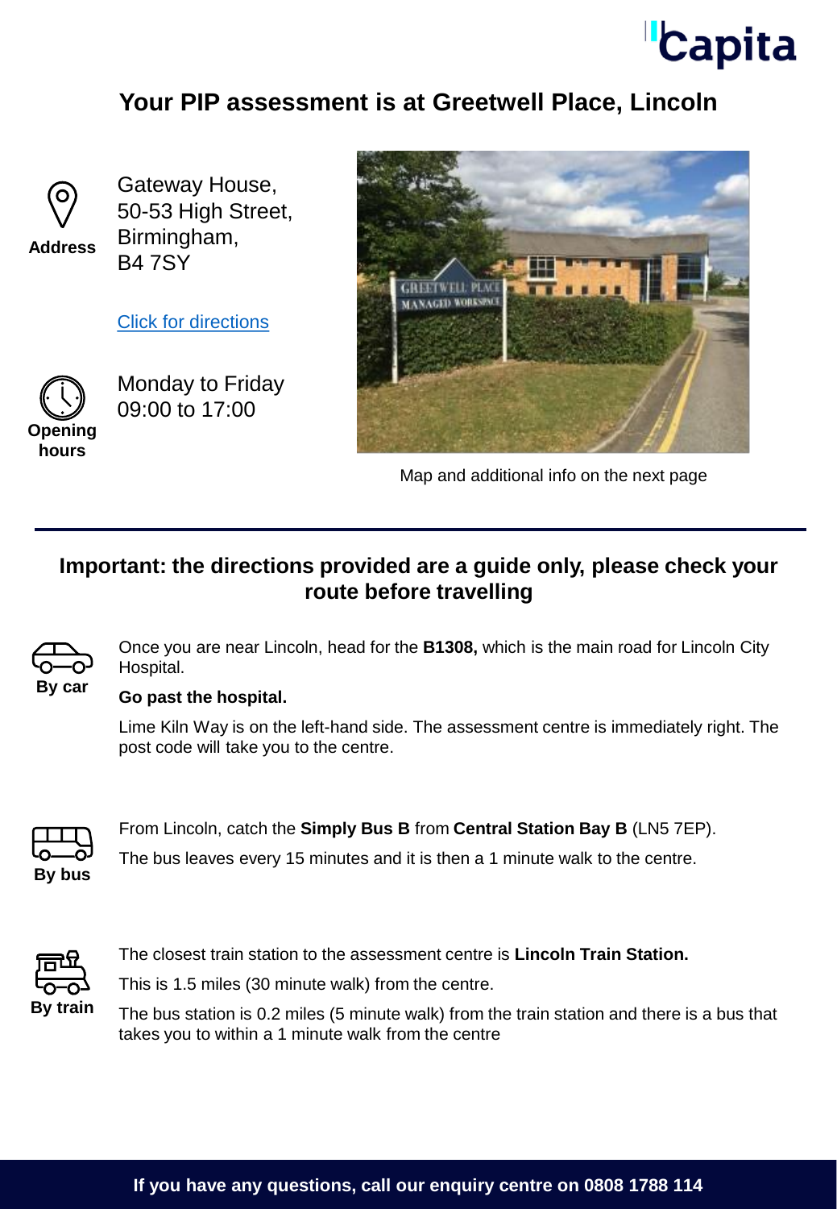# Your PIP assessment is at Greetwell Place, Lincoln

**Address**

Gateway House,
50-53 High Street,
Birmingham,
B4 7SY

Click for directions

**Opening hours**

Monday to Friday
09:00 to 17:00

Map and additional info on the next page

---

## Important: the directions provided are a guide only, please check your route before travelling

**By car**

Once you are near Lincoln, head for the **B1308,** which is the main road for Lincoln City Hospital.

**Go past the hospital.**

Lime Kiln Way is on the left-hand side. The assessment centre is immediately right. The post code will take you to the centre.

**By bus**

From Lincoln, catch the **Simply Bus B** from **Central Station Bay B** (LN5 7EP).

The bus leaves every 15 minutes and it is then a 1 minute walk to the centre.

**By train**

The closest train station to the assessment centre is **Lincoln Train Station.**

This is 1.5 miles (30 minute walk) from the centre.

The bus station is 0.2 miles (5 minute walk) from the train station and there is a bus that takes you to within a 1 minute walk from the centre

**If you have any questions, call our enquiry centre on 0808 1788 114**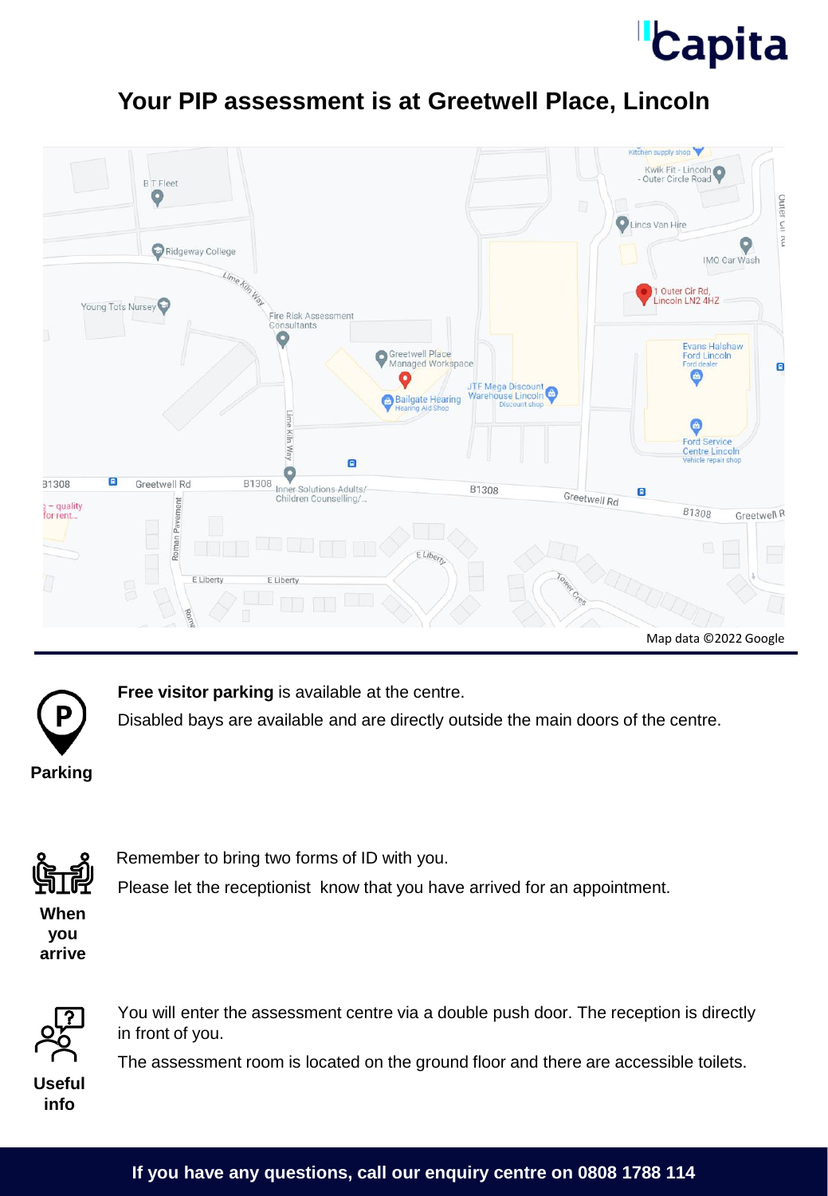Capita

# Your PIP assessment is at Greetwell Place, Lincoln

Map data ©2022 Google

**Parking**

**Free visitor parking** is available at the centre.

Disabled bays are available and are directly outside the main doors of the centre.

**When you arrive**

Remember to bring two forms of ID with you.

Please let the receptionist know that you have arrived for an appointment.

**Useful info**

You will enter the assessment centre via a double push door. The reception is directly in front of you.

The assessment room is located on the ground floor and there are accessible toilets.

**If you have any questions, call our enquiry centre on 0808 1788 114**